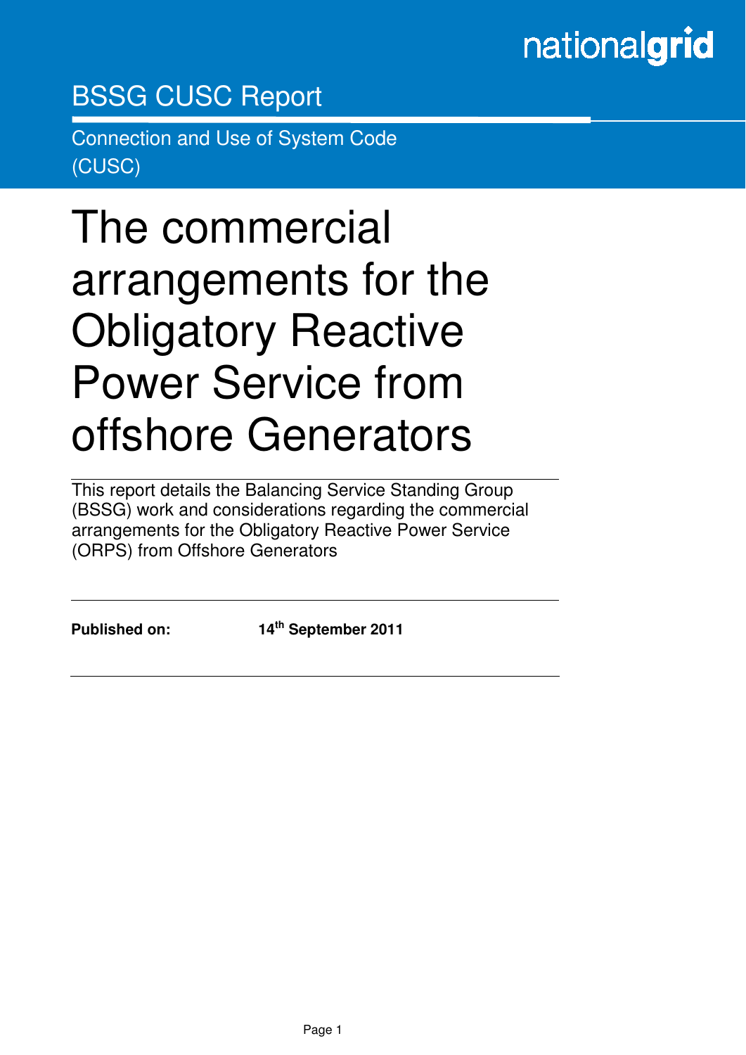nationalgrid

BSSG CUSC Report

Connection and Use of System Code (CUSC)

# The commercial arrangements for the Obligatory Reactive Power Service from offshore Generators

This report details the Balancing Service Standing Group (BSSG) work and considerations regarding the commercial arrangements for the Obligatory Reactive Power Service (ORPS) from Offshore Generators

**Published on:** **14th September 2011**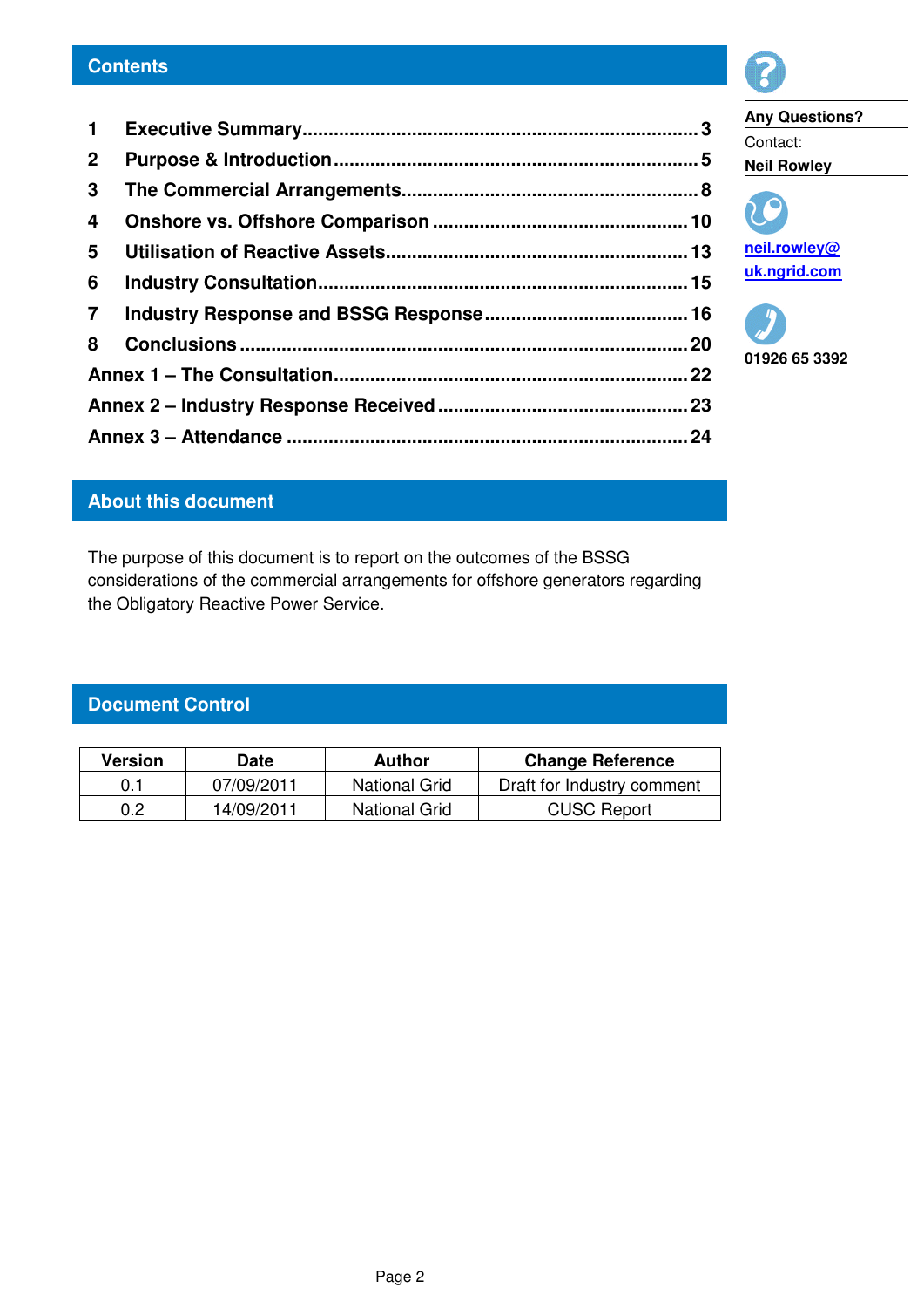## Contents

1 **Executive Summary** .......... 3
2 **Purpose & Introduction** .......... 5
3 **The Commercial Arrangements** .......... 8
4 **Onshore vs. Offshore Comparison** .......... 10
5 **Utilisation of Reactive Assets** .......... 13
6 **Industry Consultation** .......... 15
7 **Industry Response and BSSG Response** .......... 16
8 **Conclusions** .......... 20
**Annex 1 – The Consultation** .......... 22
**Annex 2 – Industry Response Received** .......... 23
**Annex 3 – Attendance** .......... 24

**Any Questions?**

Contact:

**Neil Rowley**

neil.rowley@uk.ngrid.com

01926 65 3392

## About this document

The purpose of this document is to report on the outcomes of the BSSG considerations of the commercial arrangements for offshore generators regarding the Obligatory Reactive Power Service.

## Document Control

| Version | Date | Author | Change Reference |
|---|---|---|---|
| 0.1 | 07/09/2011 | National Grid | Draft for Industry comment |
| 0.2 | 14/09/2011 | National Grid | CUSC Report |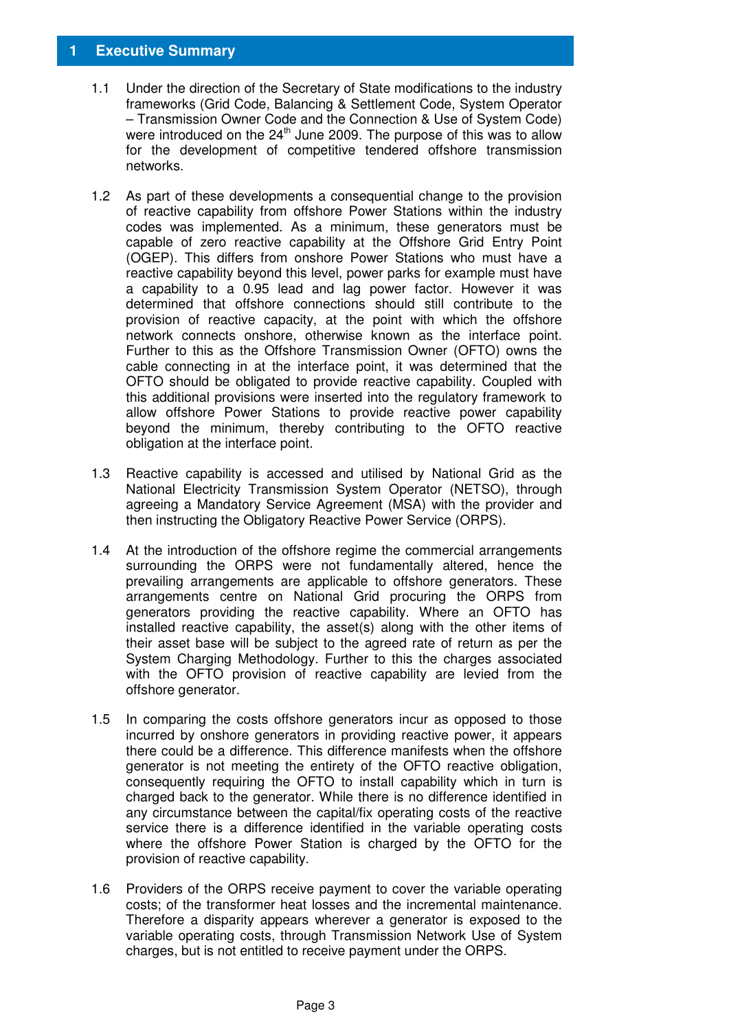# 1 Executive Summary

1.1 Under the direction of the Secretary of State modifications to the industry frameworks (Grid Code, Balancing & Settlement Code, System Operator – Transmission Owner Code and the Connection & Use of System Code) were introduced on the 24th June 2009. The purpose of this was to allow for the development of competitive tendered offshore transmission networks.

1.2 As part of these developments a consequential change to the provision of reactive capability from offshore Power Stations within the industry codes was implemented. As a minimum, these generators must be capable of zero reactive capability at the Offshore Grid Entry Point (OGEP). This differs from onshore Power Stations who must have a reactive capability beyond this level, power parks for example must have a capability to a 0.95 lead and lag power factor. However it was determined that offshore connections should still contribute to the provision of reactive capacity, at the point with which the offshore network connects onshore, otherwise known as the interface point. Further to this as the Offshore Transmission Owner (OFTO) owns the cable connecting in at the interface point, it was determined that the OFTO should be obligated to provide reactive capability. Coupled with this additional provisions were inserted into the regulatory framework to allow offshore Power Stations to provide reactive power capability beyond the minimum, thereby contributing to the OFTO reactive obligation at the interface point.

1.3 Reactive capability is accessed and utilised by National Grid as the National Electricity Transmission System Operator (NETSO), through agreeing a Mandatory Service Agreement (MSA) with the provider and then instructing the Obligatory Reactive Power Service (ORPS).

1.4 At the introduction of the offshore regime the commercial arrangements surrounding the ORPS were not fundamentally altered, hence the prevailing arrangements are applicable to offshore generators. These arrangements centre on National Grid procuring the ORPS from generators providing the reactive capability. Where an OFTO has installed reactive capability, the asset(s) along with the other items of their asset base will be subject to the agreed rate of return as per the System Charging Methodology. Further to this the charges associated with the OFTO provision of reactive capability are levied from the offshore generator.

1.5 In comparing the costs offshore generators incur as opposed to those incurred by onshore generators in providing reactive power, it appears there could be a difference. This difference manifests when the offshore generator is not meeting the entirety of the OFTO reactive obligation, consequently requiring the OFTO to install capability which in turn is charged back to the generator. While there is no difference identified in any circumstance between the capital/fix operating costs of the reactive service there is a difference identified in the variable operating costs where the offshore Power Station is charged by the OFTO for the provision of reactive capability.

1.6 Providers of the ORPS receive payment to cover the variable operating costs; of the transformer heat losses and the incremental maintenance. Therefore a disparity appears wherever a generator is exposed to the variable operating costs, through Transmission Network Use of System charges, but is not entitled to receive payment under the ORPS.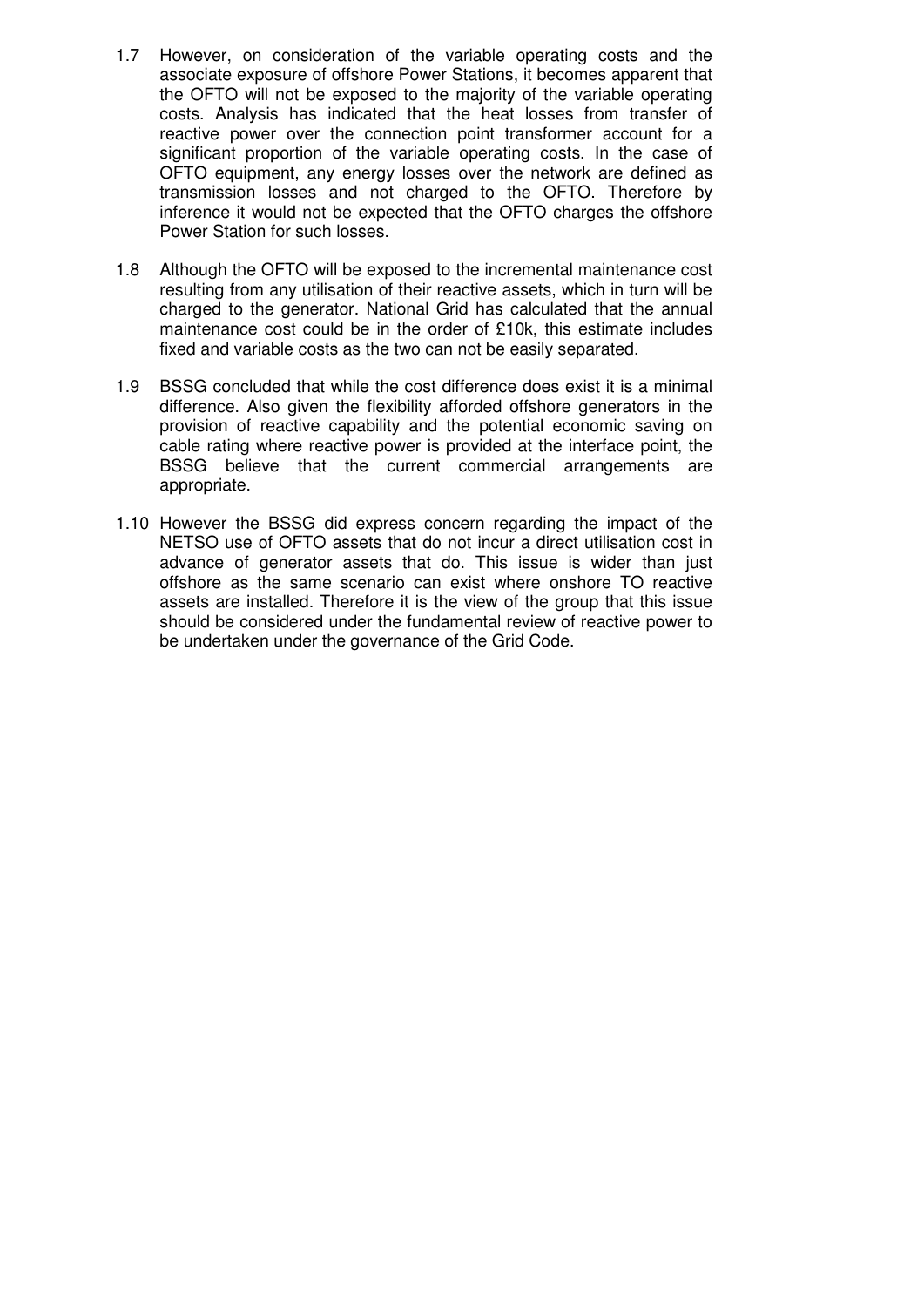1.7 However, on consideration of the variable operating costs and the associate exposure of offshore Power Stations, it becomes apparent that the OFTO will not be exposed to the majority of the variable operating costs. Analysis has indicated that the heat losses from transfer of reactive power over the connection point transformer account for a significant proportion of the variable operating costs. In the case of OFTO equipment, any energy losses over the network are defined as transmission losses and not charged to the OFTO. Therefore by inference it would not be expected that the OFTO charges the offshore Power Station for such losses.

1.8 Although the OFTO will be exposed to the incremental maintenance cost resulting from any utilisation of their reactive assets, which in turn will be charged to the generator. National Grid has calculated that the annual maintenance cost could be in the order of £10k, this estimate includes fixed and variable costs as the two can not be easily separated.

1.9 BSSG concluded that while the cost difference does exist it is a minimal difference. Also given the flexibility afforded offshore generators in the provision of reactive capability and the potential economic saving on cable rating where reactive power is provided at the interface point, the BSSG believe that the current commercial arrangements are appropriate.

1.10 However the BSSG did express concern regarding the impact of the NETSO use of OFTO assets that do not incur a direct utilisation cost in advance of generator assets that do. This issue is wider than just offshore as the same scenario can exist where onshore TO reactive assets are installed. Therefore it is the view of the group that this issue should be considered under the fundamental review of reactive power to be undertaken under the governance of the Grid Code.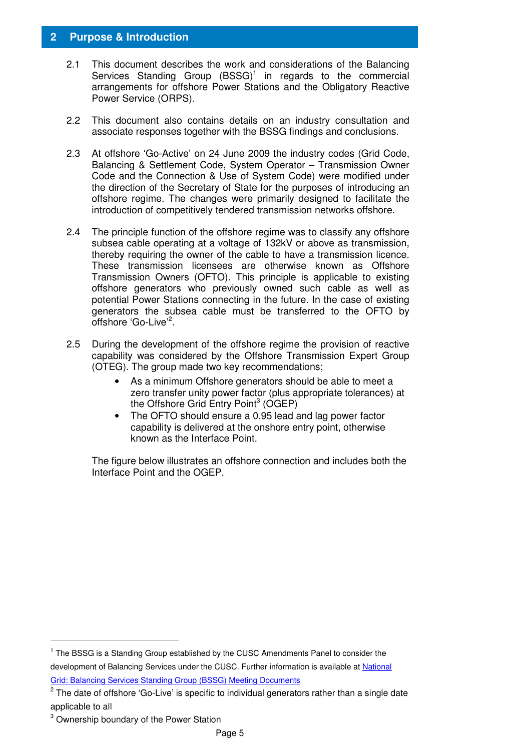## 2 Purpose & Introduction

2.1 This document describes the work and considerations of the Balancing Services Standing Group (BSSG)[1] in regards to the commercial arrangements for offshore Power Stations and the Obligatory Reactive Power Service (ORPS).

2.2 This document also contains details on an industry consultation and associate responses together with the BSSG findings and conclusions.

2.3 At offshore 'Go-Active' on 24 June 2009 the industry codes (Grid Code, Balancing & Settlement Code, System Operator – Transmission Owner Code and the Connection & Use of System Code) were modified under the direction of the Secretary of State for the purposes of introducing an offshore regime. The changes were primarily designed to facilitate the introduction of competitively tendered transmission networks offshore.

2.4 The principle function of the offshore regime was to classify any offshore subsea cable operating at a voltage of 132kV or above as transmission, thereby requiring the owner of the cable to have a transmission licence. These transmission licensees are otherwise known as Offshore Transmission Owners (OFTO). This principle is applicable to existing offshore generators who previously owned such cable as well as potential Power Stations connecting in the future. In the case of existing generators the subsea cable must be transferred to the OFTO by offshore 'Go-Live'[2].

2.5 During the development of the offshore regime the provision of reactive capability was considered by the Offshore Transmission Expert Group (OTEG). The group made two key recommendations;

- As a minimum Offshore generators should be able to meet a zero transfer unity power factor (plus appropriate tolerances) at the Offshore Grid Entry Point[3] (OGEP)
- The OFTO should ensure a 0.95 lead and lag power factor capability is delivered at the onshore entry point, otherwise known as the Interface Point.

The figure below illustrates an offshore connection and includes both the Interface Point and the OGEP.

---

[1] The BSSG is a Standing Group established by the CUSC Amendments Panel to consider the development of Balancing Services under the CUSC. Further information is available at National Grid: Balancing Services Standing Group (BSSG) Meeting Documents

[2] The date of offshore 'Go-Live' is specific to individual generators rather than a single date applicable to all

[3] Ownership boundary of the Power Station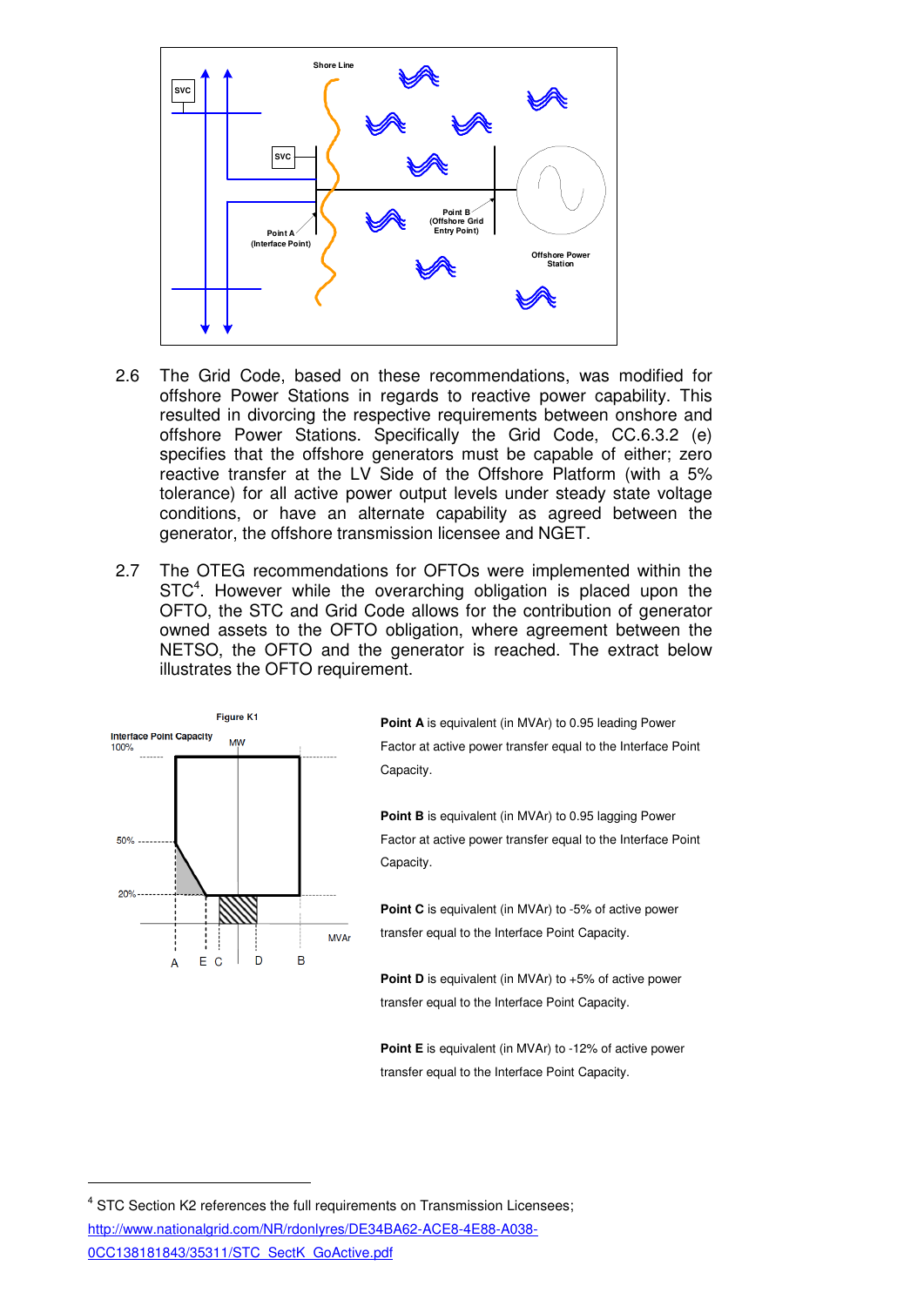2.6 The Grid Code, based on these recommendations, was modified for offshore Power Stations in regards to reactive power capability. This resulted in divorcing the respective requirements between onshore and offshore Power Stations. Specifically the Grid Code, CC.6.3.2 (e) specifies that the offshore generators must be capable of either; zero reactive transfer at the LV Side of the Offshore Platform (with a 5% tolerance) for all active power output levels under steady state voltage conditions, or have an alternate capability as agreed between the generator, the offshore transmission licensee and NGET.

2.7 The OTEG recommendations for OFTOs were implemented within the STC[4]. However while the overarching obligation is placed upon the OFTO, the STC and Grid Code allows for the contribution of generator owned assets to the OFTO obligation, where agreement between the NETSO, the OFTO and the generator is reached. The extract below illustrates the OFTO requirement.

**Point A** is equivalent (in MVAr) to 0.95 leading Power Factor at active power transfer equal to the Interface Point Capacity.

**Point B** is equivalent (in MVAr) to 0.95 lagging Power Factor at active power transfer equal to the Interface Point Capacity.

**Point C** is equivalent (in MVAr) to -5% of active power transfer equal to the Interface Point Capacity.

**Point D** is equivalent (in MVAr) to +5% of active power transfer equal to the Interface Point Capacity.

**Point E** is equivalent (in MVAr) to -12% of active power transfer equal to the Interface Point Capacity.

[4] STC Section K2 references the full requirements on Transmission Licensees; http://www.nationalgrid.com/NR/rdonlyres/DE34BA62-ACE8-4E88-A038-0CC138181843/35311/STC_SectK_GoActive.pdf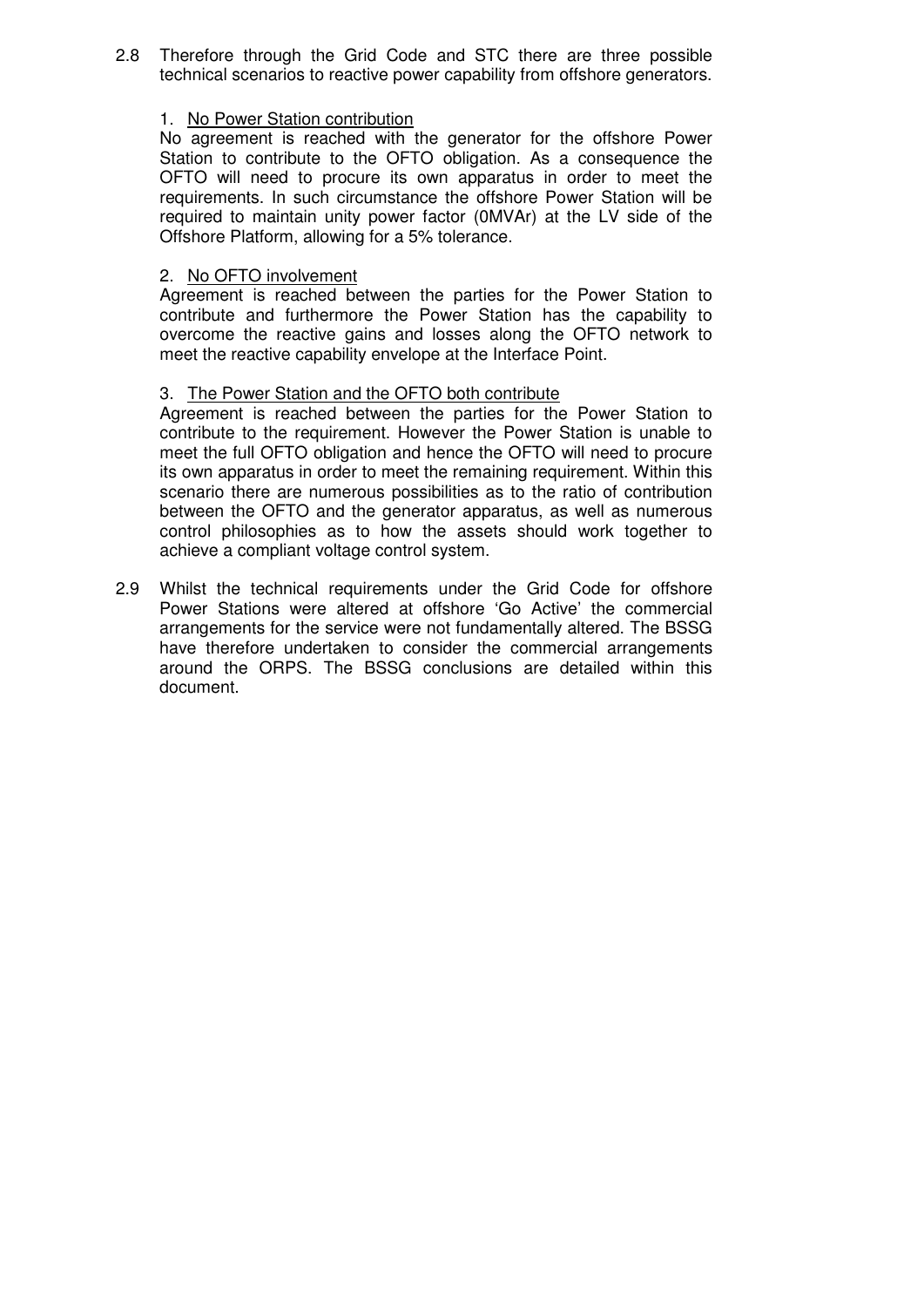2.8 Therefore through the Grid Code and STC there are three possible technical scenarios to reactive power capability from offshore generators.

1. No Power Station contribution

   No agreement is reached with the generator for the offshore Power Station to contribute to the OFTO obligation. As a consequence the OFTO will need to procure its own apparatus in order to meet the requirements. In such circumstance the offshore Power Station will be required to maintain unity power factor (0MVAr) at the LV side of the Offshore Platform, allowing for a 5% tolerance.

2. No OFTO involvement

   Agreement is reached between the parties for the Power Station to contribute and furthermore the Power Station has the capability to overcome the reactive gains and losses along the OFTO network to meet the reactive capability envelope at the Interface Point.

3. The Power Station and the OFTO both contribute

   Agreement is reached between the parties for the Power Station to contribute to the requirement. However the Power Station is unable to meet the full OFTO obligation and hence the OFTO will need to procure its own apparatus in order to meet the remaining requirement. Within this scenario there are numerous possibilities as to the ratio of contribution between the OFTO and the generator apparatus, as well as numerous control philosophies as to how the assets should work together to achieve a compliant voltage control system.

2.9 Whilst the technical requirements under the Grid Code for offshore Power Stations were altered at offshore 'Go Active' the commercial arrangements for the service were not fundamentally altered. The BSSG have therefore undertaken to consider the commercial arrangements around the ORPS. The BSSG conclusions are detailed within this document.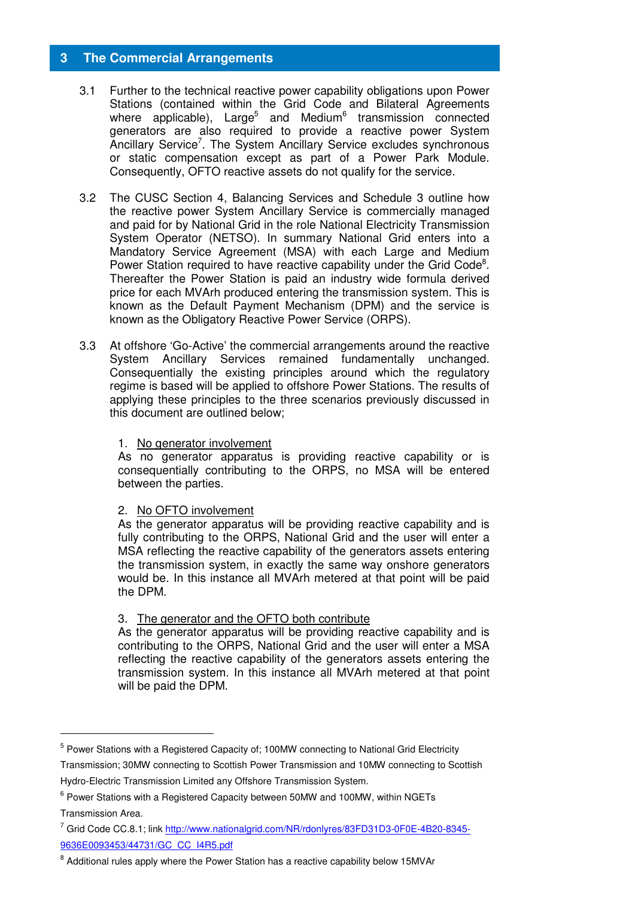## 3 The Commercial Arrangements

3.1 Further to the technical reactive power capability obligations upon Power Stations (contained within the Grid Code and Bilateral Agreements where applicable), Large[5] and Medium[6] transmission connected generators are also required to provide a reactive power System Ancillary Service[7]. The System Ancillary Service excludes synchronous or static compensation except as part of a Power Park Module. Consequently, OFTO reactive assets do not qualify for the service.

3.2 The CUSC Section 4, Balancing Services and Schedule 3 outline how the reactive power System Ancillary Service is commercially managed and paid for by National Grid in the role National Electricity Transmission System Operator (NETSO). In summary National Grid enters into a Mandatory Service Agreement (MSA) with each Large and Medium Power Station required to have reactive capability under the Grid Code[8]. Thereafter the Power Station is paid an industry wide formula derived price for each MVArh produced entering the transmission system. This is known as the Default Payment Mechanism (DPM) and the service is known as the Obligatory Reactive Power Service (ORPS).

3.3 At offshore 'Go-Active' the commercial arrangements around the reactive System Ancillary Services remained fundamentally unchanged. Consequentially the existing principles around which the regulatory regime is based will be applied to offshore Power Stations. The results of applying these principles to the three scenarios previously discussed in this document are outlined below;

1. <u>No generator involvement</u>
   As no generator apparatus is providing reactive capability or is consequentially contributing to the ORPS, no MSA will be entered between the parties.

2. <u>No OFTO involvement</u>
   As the generator apparatus will be providing reactive capability and is fully contributing to the ORPS, National Grid and the user will enter a MSA reflecting the reactive capability of the generators assets entering the transmission system, in exactly the same way onshore generators would be. In this instance all MVArh metered at that point will be paid the DPM.

3. <u>The generator and the OFTO both contribute</u>
   As the generator apparatus will be providing reactive capability and is contributing to the ORPS, National Grid and the user will enter a MSA reflecting the reactive capability of the generators assets entering the transmission system. In this instance all MVArh metered at that point will be paid the DPM.

---

[5] Power Stations with a Registered Capacity of; 100MW connecting to National Grid Electricity Transmission; 30MW connecting to Scottish Power Transmission and 10MW connecting to Scottish Hydro-Electric Transmission Limited any Offshore Transmission System.

[6] Power Stations with a Registered Capacity between 50MW and 100MW, within NGETs Transmission Area.

[7] Grid Code CC.8.1; link http://www.nationalgrid.com/NR/rdonlyres/83FD31D3-0F0E-4B20-8345-9636E0093453/44731/GC_CC_I4R5.pdf

[8] Additional rules apply where the Power Station has a reactive capability below 15MVAr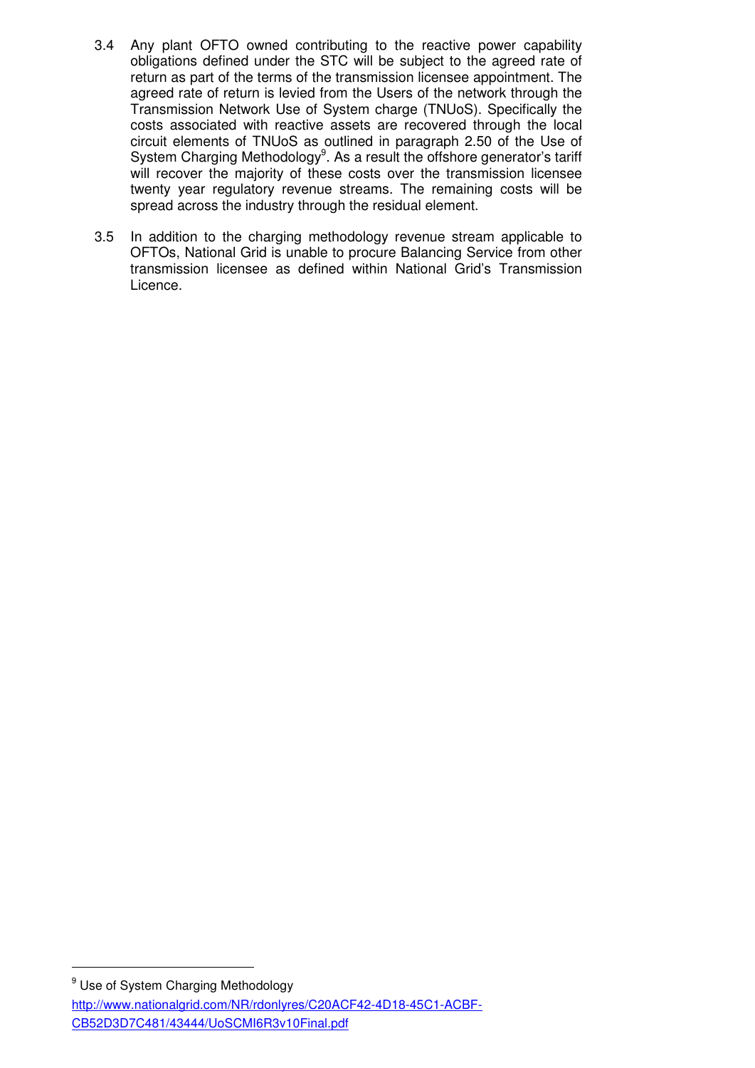3.4 Any plant OFTO owned contributing to the reactive power capability obligations defined under the STC will be subject to the agreed rate of return as part of the terms of the transmission licensee appointment. The agreed rate of return is levied from the Users of the network through the Transmission Network Use of System charge (TNUoS). Specifically the costs associated with reactive assets are recovered through the local circuit elements of TNUoS as outlined in paragraph 2.50 of the Use of System Charging Methodology[9]. As a result the offshore generator's tariff will recover the majority of these costs over the transmission licensee twenty year regulatory revenue streams. The remaining costs will be spread across the industry through the residual element.

3.5 In addition to the charging methodology revenue stream applicable to OFTOs, National Grid is unable to procure Balancing Service from other transmission licensee as defined within National Grid's Transmission Licence.

---

[9] Use of System Charging Methodology
http://www.nationalgrid.com/NR/rdonlyres/C20ACF42-4D18-45C1-ACBF-CB52D3D7C481/43444/UoSCMI6R3v10Final.pdf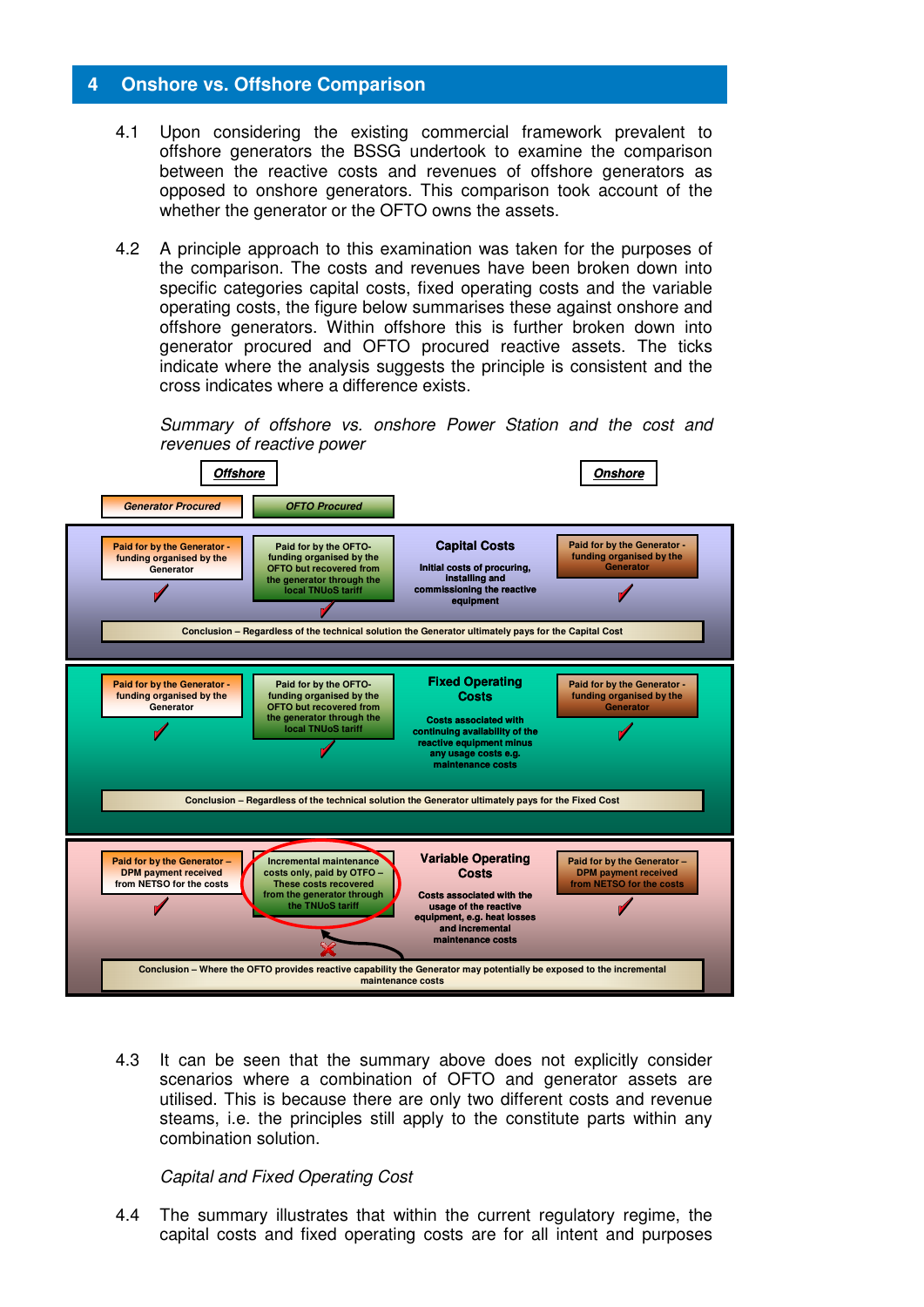## 4 Onshore vs. Offshore Comparison

4.1 Upon considering the existing commercial framework prevalent to offshore generators the BSSG undertook to examine the comparison between the reactive costs and revenues of offshore generators as opposed to onshore generators. This comparison took account of the whether the generator or the OFTO owns the assets.

4.2 A principle approach to this examination was taken for the purposes of the comparison. The costs and revenues have been broken down into specific categories capital costs, fixed operating costs and the variable operating costs, the figure below summarises these against onshore and offshore generators. Within offshore this is further broken down into generator procured and OFTO procured reactive assets. The ticks indicate where the analysis suggests the principle is consistent and the cross indicates where a difference exists.

*Summary of offshore vs. onshore Power Station and the cost and revenues of reactive power*

| | Offshore – Generator Procured | Offshore – OFTO Procured | | Onshore |
|---|---|---|---|---|
| **Capital Costs** – Initial costs of procuring, installing and commissioning the reactive equipment | Paid for by the Generator - funding organised by the Generator ✓ | Paid for by the OFTO- funding organised by the OFTO but recovered from the generator through the local TNUoS tariff ✓ | | Paid for by the Generator - funding organised by the Generator ✓ |
| Conclusion – Regardless of the technical solution the Generator ultimately pays for the Capital Cost | | | | |
| **Fixed Operating Costs** – Costs associated with continuing availability of the reactive equipment minus any usage costs e.g. maintenance costs | Paid for by the Generator - funding organised by the Generator ✓ | Paid for by the OFTO- funding organised by the OFTO but recovered from the generator through the local TNUoS tariff ✓ | | Paid for by the Generator - funding organised by the Generator ✓ |
| Conclusion – Regardless of the technical solution the Generator ultimately pays for the Fixed Cost | | | | |
| **Variable Operating Costs** – Costs associated with the usage of the reactive equipment, e.g. heat losses and incremental maintenance costs | Paid for by the Generator – DPM payment received from NETSO for the costs ✓ | Incremental maintenance costs only, paid by OTFO – These costs recovered from the generator through the TNUoS tariff ✗ | | Paid for by the Generator – DPM payment received from NETSO for the costs ✓ |
| Conclusion – Where the OFTO provides reactive capability the Generator may potentially be exposed to the incremental maintenance costs | | | | |

4.3 It can be seen that the summary above does not explicitly consider scenarios where a combination of OFTO and generator assets are utilised. This is because there are only two different costs and revenue steams, i.e. the principles still apply to the constitute parts within any combination solution.

*Capital and Fixed Operating Cost*

4.4 The summary illustrates that within the current regulatory regime, the capital costs and fixed operating costs are for all intent and purposes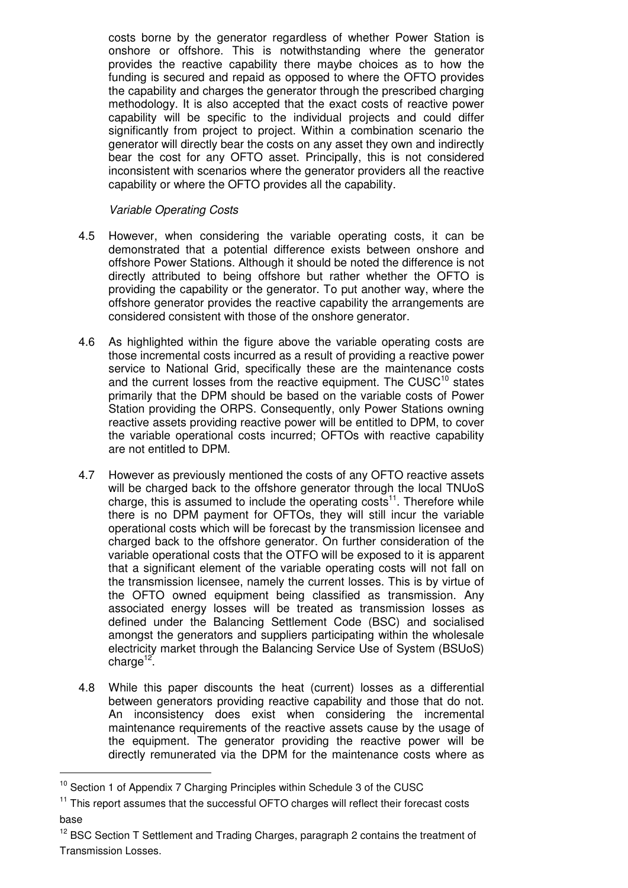costs borne by the generator regardless of whether Power Station is onshore or offshore. This is notwithstanding where the generator provides the reactive capability there maybe choices as to how the funding is secured and repaid as opposed to where the OFTO provides the capability and charges the generator through the prescribed charging methodology. It is also accepted that the exact costs of reactive power capability will be specific to the individual projects and could differ significantly from project to project. Within a combination scenario the generator will directly bear the costs on any asset they own and indirectly bear the cost for any OFTO asset. Principally, this is not considered inconsistent with scenarios where the generator providers all the reactive capability or where the OFTO provides all the capability.

*Variable Operating Costs*

4.5 However, when considering the variable operating costs, it can be demonstrated that a potential difference exists between onshore and offshore Power Stations. Although it should be noted the difference is not directly attributed to being offshore but rather whether the OFTO is providing the capability or the generator. To put another way, where the offshore generator provides the reactive capability the arrangements are considered consistent with those of the onshore generator.

4.6 As highlighted within the figure above the variable operating costs are those incremental costs incurred as a result of providing a reactive power service to National Grid, specifically these are the maintenance costs and the current losses from the reactive equipment. The CUSC[10] states primarily that the DPM should be based on the variable costs of Power Station providing the ORPS. Consequently, only Power Stations owning reactive assets providing reactive power will be entitled to DPM, to cover the variable operational costs incurred; OFTOs with reactive capability are not entitled to DPM.

4.7 However as previously mentioned the costs of any OFTO reactive assets will be charged back to the offshore generator through the local TNUoS charge, this is assumed to include the operating costs[11]. Therefore while there is no DPM payment for OFTOs, they will still incur the variable operational costs which will be forecast by the transmission licensee and charged back to the offshore generator. On further consideration of the variable operational costs that the OTFO will be exposed to it is apparent that a significant element of the variable operating costs will not fall on the transmission licensee, namely the current losses. This is by virtue of the OFTO owned equipment being classified as transmission. Any associated energy losses will be treated as transmission losses as defined under the Balancing Settlement Code (BSC) and socialised amongst the generators and suppliers participating within the wholesale electricity market through the Balancing Service Use of System (BSUoS) charge[12].

4.8 While this paper discounts the heat (current) losses as a differential between generators providing reactive capability and those that do not. An inconsistency does exist when considering the incremental maintenance requirements of the reactive assets cause by the usage of the equipment. The generator providing the reactive power will be directly remunerated via the DPM for the maintenance costs where as

---

[10] Section 1 of Appendix 7 Charging Principles within Schedule 3 of the CUSC

[11] This report assumes that the successful OFTO charges will reflect their forecast costs base

[12] BSC Section T Settlement and Trading Charges, paragraph 2 contains the treatment of Transmission Losses.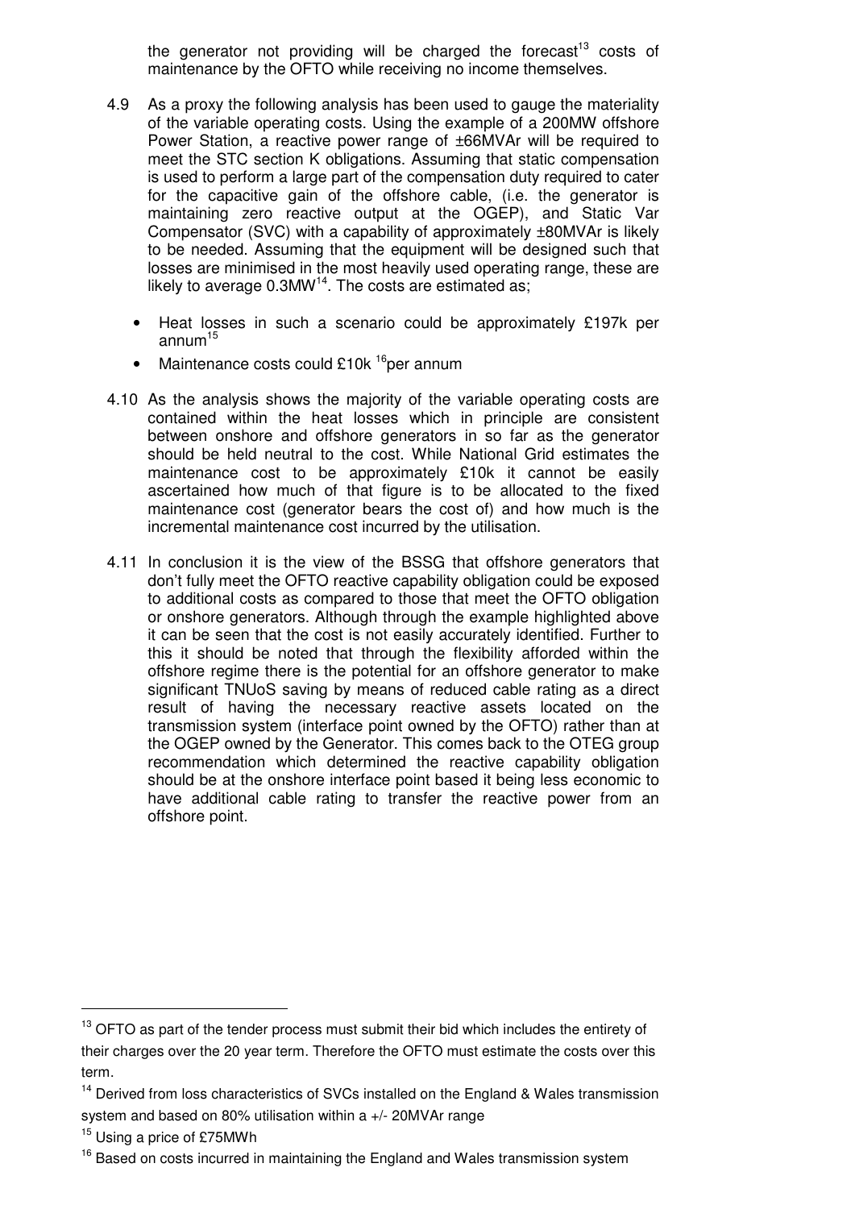the generator not providing will be charged the forecast[13] costs of maintenance by the OFTO while receiving no income themselves.

4.9 As a proxy the following analysis has been used to gauge the materiality of the variable operating costs. Using the example of a 200MW offshore Power Station, a reactive power range of ±66MVAr will be required to meet the STC section K obligations. Assuming that static compensation is used to perform a large part of the compensation duty required to cater for the capacitive gain of the offshore cable, (i.e. the generator is maintaining zero reactive output at the OGEP), and Static Var Compensator (SVC) with a capability of approximately ±80MVAr is likely to be needed. Assuming that the equipment will be designed such that losses are minimised in the most heavily used operating range, these are likely to average 0.3MW[14]. The costs are estimated as;

- Heat losses in such a scenario could be approximately £197k per annum[15]
- Maintenance costs could £10k [16]per annum

4.10 As the analysis shows the majority of the variable operating costs are contained within the heat losses which in principle are consistent between onshore and offshore generators in so far as the generator should be held neutral to the cost. While National Grid estimates the maintenance cost to be approximately £10k it cannot be easily ascertained how much of that figure is to be allocated to the fixed maintenance cost (generator bears the cost of) and how much is the incremental maintenance cost incurred by the utilisation.

4.11 In conclusion it is the view of the BSSG that offshore generators that don't fully meet the OFTO reactive capability obligation could be exposed to additional costs as compared to those that meet the OFTO obligation or onshore generators. Although through the example highlighted above it can be seen that the cost is not easily accurately identified. Further to this it should be noted that through the flexibility afforded within the offshore regime there is the potential for an offshore generator to make significant TNUoS saving by means of reduced cable rating as a direct result of having the necessary reactive assets located on the transmission system (interface point owned by the OFTO) rather than at the OGEP owned by the Generator. This comes back to the OTEG group recommendation which determined the reactive capability obligation should be at the onshore interface point based it being less economic to have additional cable rating to transfer the reactive power from an offshore point.

---

[13] OFTO as part of the tender process must submit their bid which includes the entirety of their charges over the 20 year term. Therefore the OFTO must estimate the costs over this term.

[14] Derived from loss characteristics of SVCs installed on the England & Wales transmission system and based on 80% utilisation within a +/- 20MVAr range

[15] Using a price of £75MWh

[16] Based on costs incurred in maintaining the England and Wales transmission system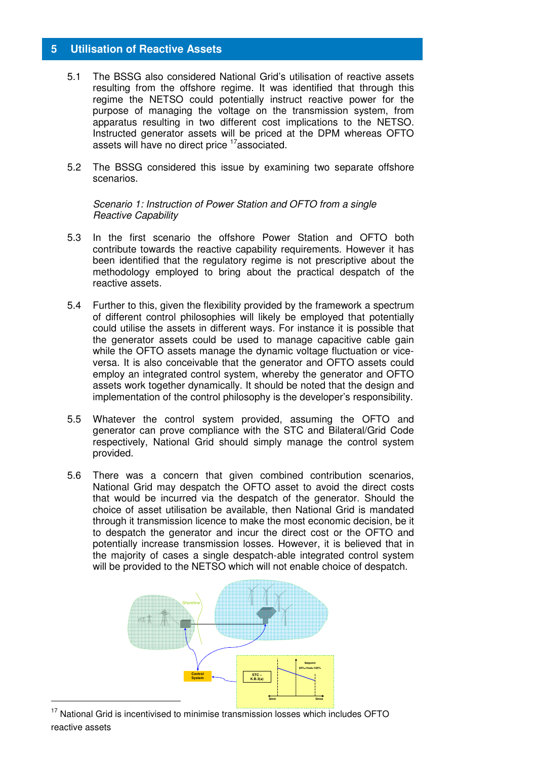# 5 Utilisation of Reactive Assets

5.1 The BSSG also considered National Grid's utilisation of reactive assets resulting from the offshore regime. It was identified that through this regime the NETSO could potentially instruct reactive power for the purpose of managing the voltage on the transmission system, from apparatus resulting in two different cost implications to the NETSO. Instructed generator assets will be priced at the DPM whereas OFTO assets will have no direct price [17]associated.

5.2 The BSSG considered this issue by examining two separate offshore scenarios.

*Scenario 1: Instruction of Power Station and OFTO from a single Reactive Capability*

5.3 In the first scenario the offshore Power Station and OFTO both contribute towards the reactive capability requirements. However it has been identified that the regulatory regime is not prescriptive about the methodology employed to bring about the practical despatch of the reactive assets.

5.4 Further to this, given the flexibility provided by the framework a spectrum of different control philosophies will likely be employed that potentially could utilise the assets in different ways. For instance it is possible that the generator assets could be used to manage capacitive cable gain while the OFTO assets manage the dynamic voltage fluctuation or vice-versa. It is also conceivable that the generator and OFTO assets could employ an integrated control system, whereby the generator and OFTO assets work together dynamically. It should be noted that the design and implementation of the control philosophy is the developer's responsibility.

5.5 Whatever the control system provided, assuming the OFTO and generator can prove compliance with the STC and Bilateral/Grid Code respectively, National Grid should simply manage the control system provided.

5.6 There was a concern that given combined contribution scenarios, National Grid may despatch the OFTO asset to avoid the direct costs that would be incurred via the despatch of the generator. Should the choice of asset utilisation be available, then National Grid is mandated through it transmission licence to make the most economic decision, be it to despatch the generator and incur the direct cost or the OFTO and potentially increase transmission losses. However, it is believed that in the majority of cases a single despatch-able integrated control system will be provided to the NETSO which will not enable choice of despatch.

[17] National Grid is incentivised to minimise transmission losses which includes OFTO reactive assets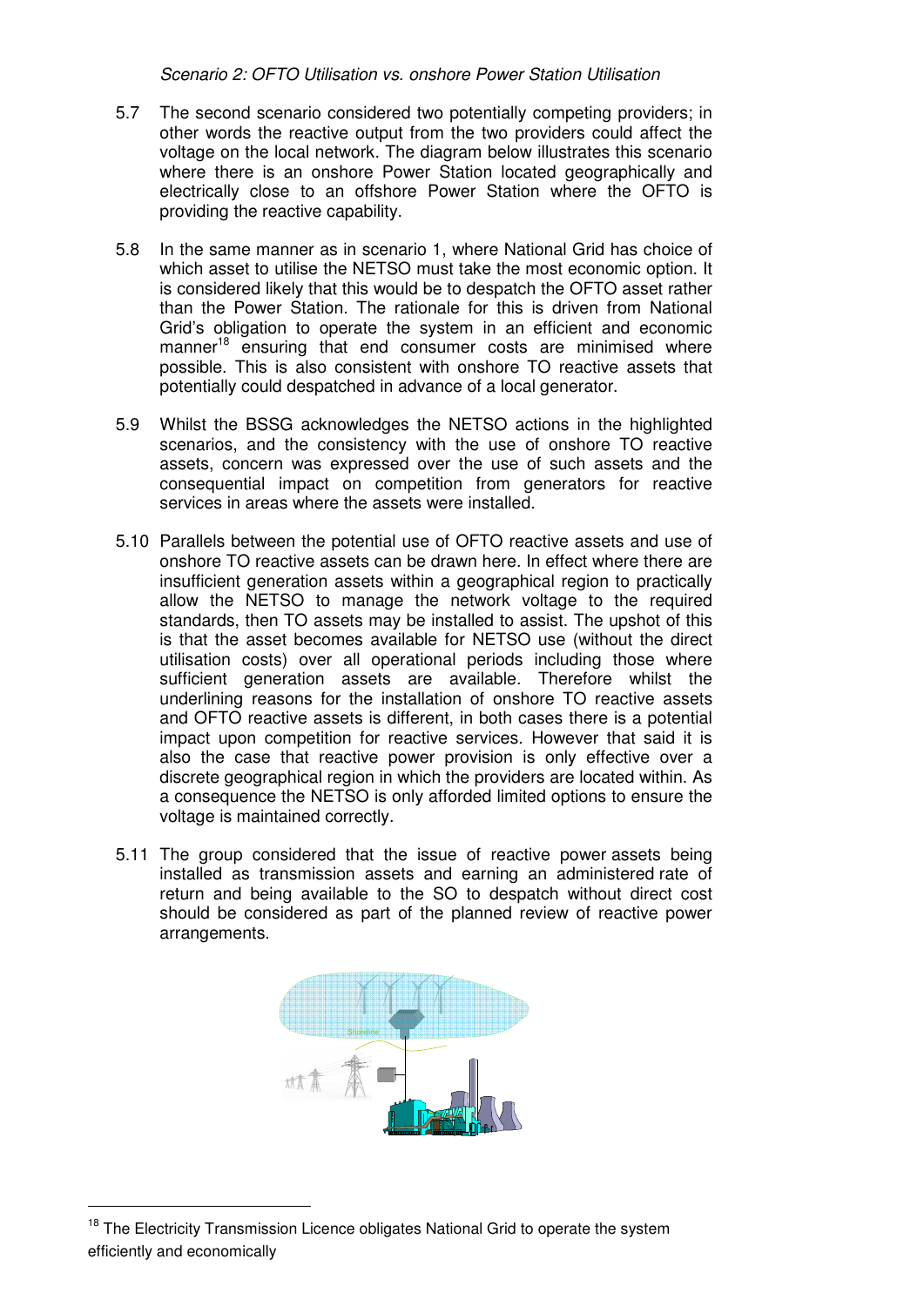*Scenario 2: OFTO Utilisation vs. onshore Power Station Utilisation*

5.7 The second scenario considered two potentially competing providers; in other words the reactive output from the two providers could affect the voltage on the local network. The diagram below illustrates this scenario where there is an onshore Power Station located geographically and electrically close to an offshore Power Station where the OFTO is providing the reactive capability.

5.8 In the same manner as in scenario 1, where National Grid has choice of which asset to utilise the NETSO must take the most economic option. It is considered likely that this would be to despatch the OFTO asset rather than the Power Station. The rationale for this is driven from National Grid's obligation to operate the system in an efficient and economic manner[18] ensuring that end consumer costs are minimised where possible. This is also consistent with onshore TO reactive assets that potentially could despatched in advance of a local generator.

5.9 Whilst the BSSG acknowledges the NETSO actions in the highlighted scenarios, and the consistency with the use of onshore TO reactive assets, concern was expressed over the use of such assets and the consequential impact on competition from generators for reactive services in areas where the assets were installed.

5.10 Parallels between the potential use of OFTO reactive assets and use of onshore TO reactive assets can be drawn here. In effect where there are insufficient generation assets within a geographical region to practically allow the NETSO to manage the network voltage to the required standards, then TO assets may be installed to assist. The upshot of this is that the asset becomes available for NETSO use (without the direct utilisation costs) over all operational periods including those where sufficient generation assets are available. Therefore whilst the underlining reasons for the installation of onshore TO reactive assets and OFTO reactive assets is different, in both cases there is a potential impact upon competition for reactive services. However that said it is also the case that reactive power provision is only effective over a discrete geographical region in which the providers are located within. As a consequence the NETSO is only afforded limited options to ensure the voltage is maintained correctly.

5.11 The group considered that the issue of reactive power assets being installed as transmission assets and earning an administered rate of return and being available to the SO to despatch without direct cost should be considered as part of the planned review of reactive power arrangements.

[18] The Electricity Transmission Licence obligates National Grid to operate the system efficiently and economically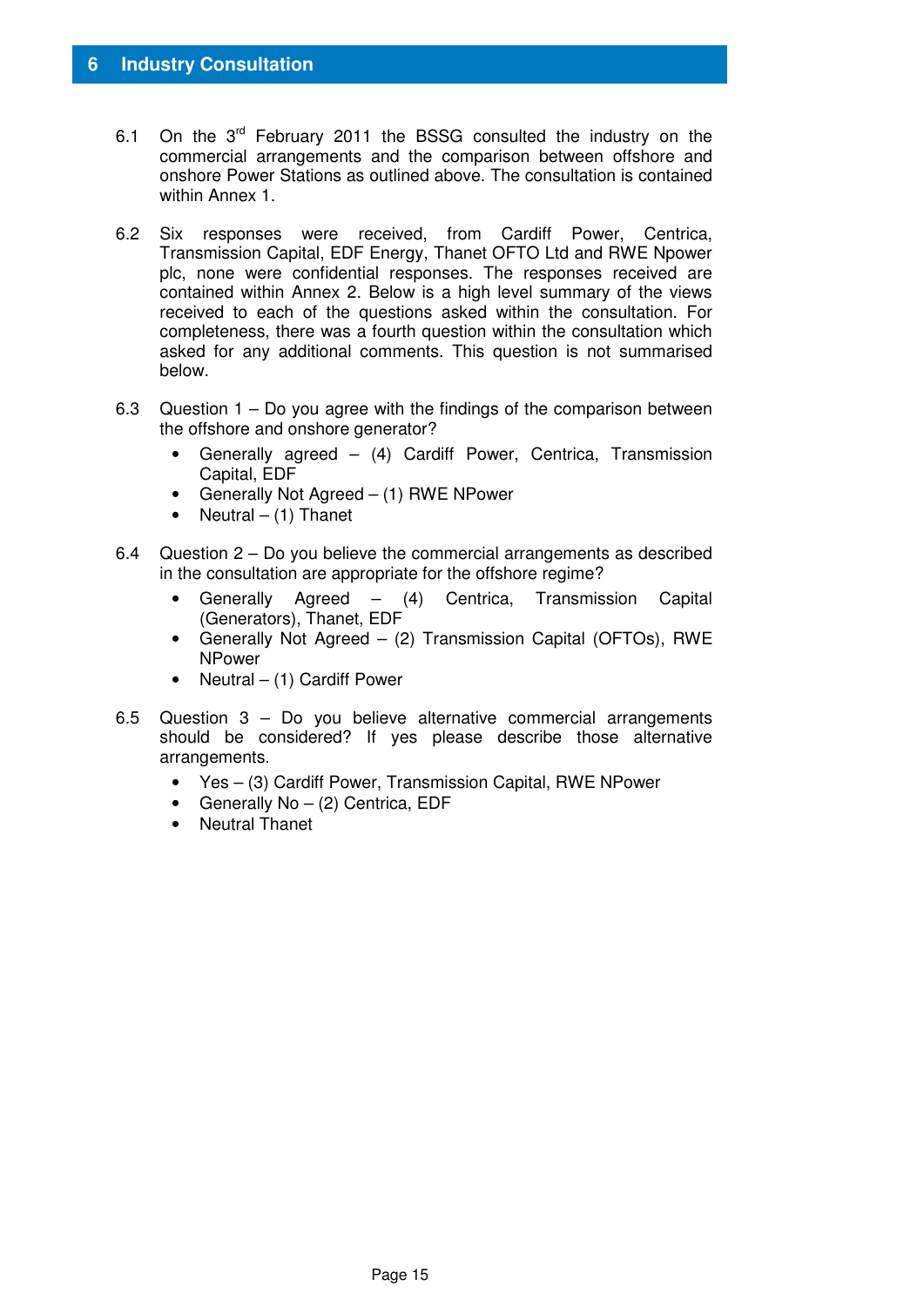## 6 Industry Consultation

6.1 On the 3rd February 2011 the BSSG consulted the industry on the commercial arrangements and the comparison between offshore and onshore Power Stations as outlined above. The consultation is contained within Annex 1.

6.2 Six responses were received, from Cardiff Power, Centrica, Transmission Capital, EDF Energy, Thanet OFTO Ltd and RWE Npower plc, none were confidential responses. The responses received are contained within Annex 2. Below is a high level summary of the views received to each of the questions asked within the consultation. For completeness, there was a fourth question within the consultation which asked for any additional comments. This question is not summarised below.

6.3 Question 1 – Do you agree with the findings of the comparison between the offshore and onshore generator?

- Generally agreed – (4) Cardiff Power, Centrica, Transmission Capital, EDF
- Generally Not Agreed – (1) RWE NPower
- Neutral – (1) Thanet

6.4 Question 2 – Do you believe the commercial arrangements as described in the consultation are appropriate for the offshore regime?

- Generally Agreed – (4) Centrica, Transmission Capital (Generators), Thanet, EDF
- Generally Not Agreed – (2) Transmission Capital (OFTOs), RWE NPower
- Neutral – (1) Cardiff Power

6.5 Question 3 – Do you believe alternative commercial arrangements should be considered? If yes please describe those alternative arrangements.

- Yes – (3) Cardiff Power, Transmission Capital, RWE NPower
- Generally No – (2) Centrica, EDF
- Neutral Thanet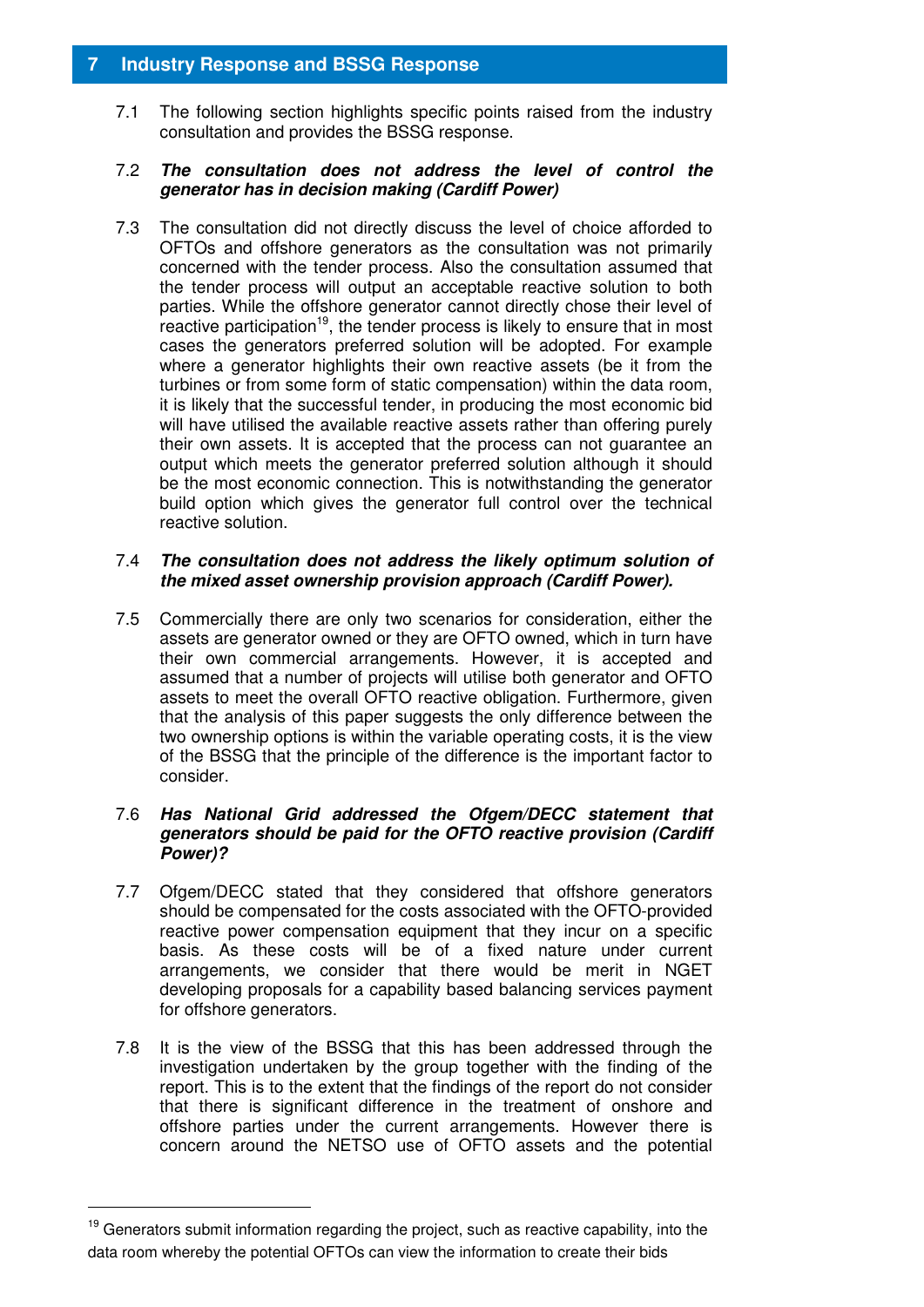## 7 Industry Response and BSSG Response

7.1 The following section highlights specific points raised from the industry consultation and provides the BSSG response.

7.2 ***The consultation does not address the level of control the generator has in decision making (Cardiff Power)***

7.3 The consultation did not directly discuss the level of choice afforded to OFTOs and offshore generators as the consultation was not primarily concerned with the tender process. Also the consultation assumed that the tender process will output an acceptable reactive solution to both parties. While the offshore generator cannot directly chose their level of reactive participation[19], the tender process is likely to ensure that in most cases the generators preferred solution will be adopted. For example where a generator highlights their own reactive assets (be it from the turbines or from some form of static compensation) within the data room, it is likely that the successful tender, in producing the most economic bid will have utilised the available reactive assets rather than offering purely their own assets. It is accepted that the process can not guarantee an output which meets the generator preferred solution although it should be the most economic connection. This is notwithstanding the generator build option which gives the generator full control over the technical reactive solution.

7.4 ***The consultation does not address the likely optimum solution of the mixed asset ownership provision approach (Cardiff Power).***

7.5 Commercially there are only two scenarios for consideration, either the assets are generator owned or they are OFTO owned, which in turn have their own commercial arrangements. However, it is accepted and assumed that a number of projects will utilise both generator and OFTO assets to meet the overall OFTO reactive obligation. Furthermore, given that the analysis of this paper suggests the only difference between the two ownership options is within the variable operating costs, it is the view of the BSSG that the principle of the difference is the important factor to consider.

7.6 ***Has National Grid addressed the Ofgem/DECC statement that generators should be paid for the OFTO reactive provision (Cardiff Power)?***

7.7 Ofgem/DECC stated that they considered that offshore generators should be compensated for the costs associated with the OFTO-provided reactive power compensation equipment that they incur on a specific basis. As these costs will be of a fixed nature under current arrangements, we consider that there would be merit in NGET developing proposals for a capability based balancing services payment for offshore generators.

7.8 It is the view of the BSSG that this has been addressed through the investigation undertaken by the group together with the finding of the report. This is to the extent that the findings of the report do not consider that there is significant difference in the treatment of onshore and offshore parties under the current arrangements. However there is concern around the NETSO use of OFTO assets and the potential

---

[19] Generators submit information regarding the project, such as reactive capability, into the data room whereby the potential OFTOs can view the information to create their bids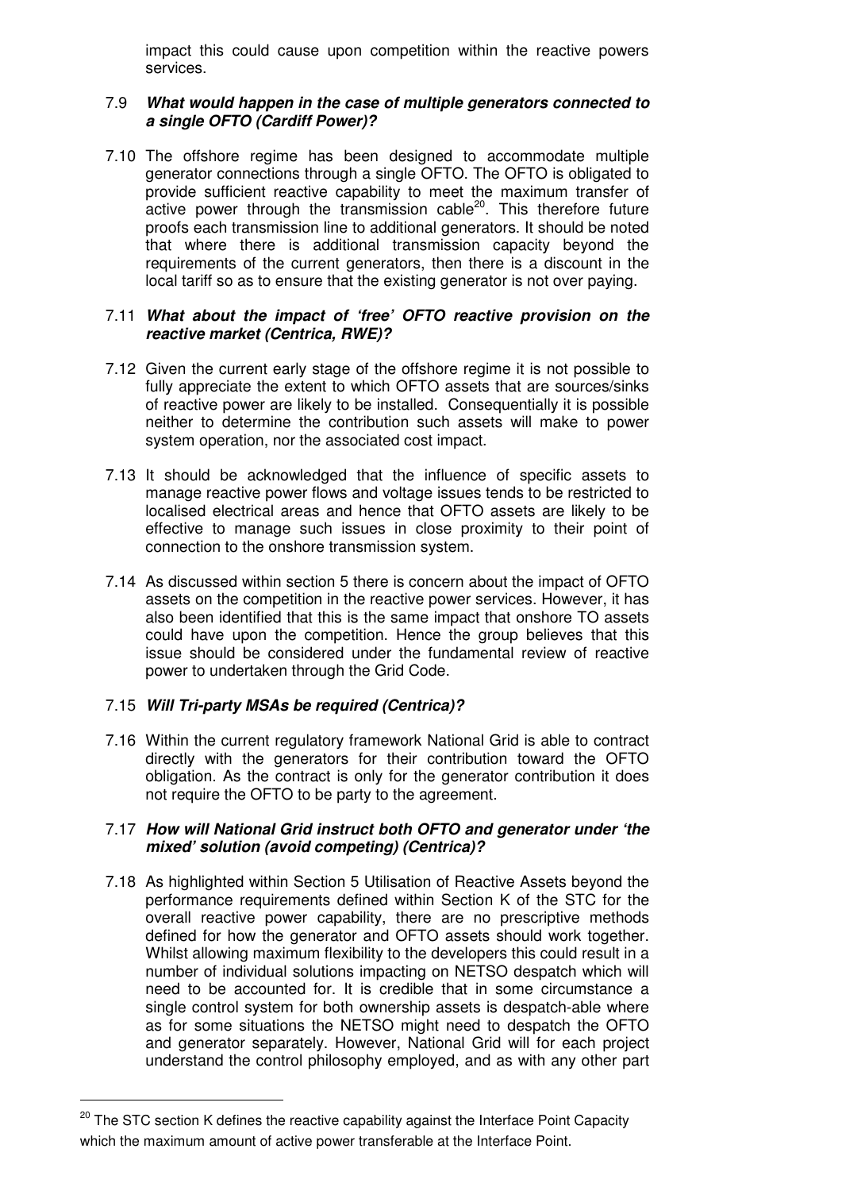impact this could cause upon competition within the reactive powers services.

7.9 ***What would happen in the case of multiple generators connected to a single OFTO (Cardiff Power)?***

7.10 The offshore regime has been designed to accommodate multiple generator connections through a single OFTO. The OFTO is obligated to provide sufficient reactive capability to meet the maximum transfer of active power through the transmission cable[20]. This therefore future proofs each transmission line to additional generators. It should be noted that where there is additional transmission capacity beyond the requirements of the current generators, then there is a discount in the local tariff so as to ensure that the existing generator is not over paying.

7.11 ***What about the impact of 'free' OFTO reactive provision on the reactive market (Centrica, RWE)?***

7.12 Given the current early stage of the offshore regime it is not possible to fully appreciate the extent to which OFTO assets that are sources/sinks of reactive power are likely to be installed. Consequentially it is possible neither to determine the contribution such assets will make to power system operation, nor the associated cost impact.

7.13 It should be acknowledged that the influence of specific assets to manage reactive power flows and voltage issues tends to be restricted to localised electrical areas and hence that OFTO assets are likely to be effective to manage such issues in close proximity to their point of connection to the onshore transmission system.

7.14 As discussed within section 5 there is concern about the impact of OFTO assets on the competition in the reactive power services. However, it has also been identified that this is the same impact that onshore TO assets could have upon the competition. Hence the group believes that this issue should be considered under the fundamental review of reactive power to undertaken through the Grid Code.

7.15 ***Will Tri-party MSAs be required (Centrica)?***

7.16 Within the current regulatory framework National Grid is able to contract directly with the generators for their contribution toward the OFTO obligation. As the contract is only for the generator contribution it does not require the OFTO to be party to the agreement.

7.17 ***How will National Grid instruct both OFTO and generator under 'the mixed' solution (avoid competing) (Centrica)?***

7.18 As highlighted within Section 5 Utilisation of Reactive Assets beyond the performance requirements defined within Section K of the STC for the overall reactive power capability, there are no prescriptive methods defined for how the generator and OFTO assets should work together. Whilst allowing maximum flexibility to the developers this could result in a number of individual solutions impacting on NETSO despatch which will need to be accounted for. It is credible that in some circumstance a single control system for both ownership assets is despatch-able where as for some situations the NETSO might need to despatch the OFTO and generator separately. However, National Grid will for each project understand the control philosophy employed, and as with any other part

---

[20] The STC section K defines the reactive capability against the Interface Point Capacity which the maximum amount of active power transferable at the Interface Point.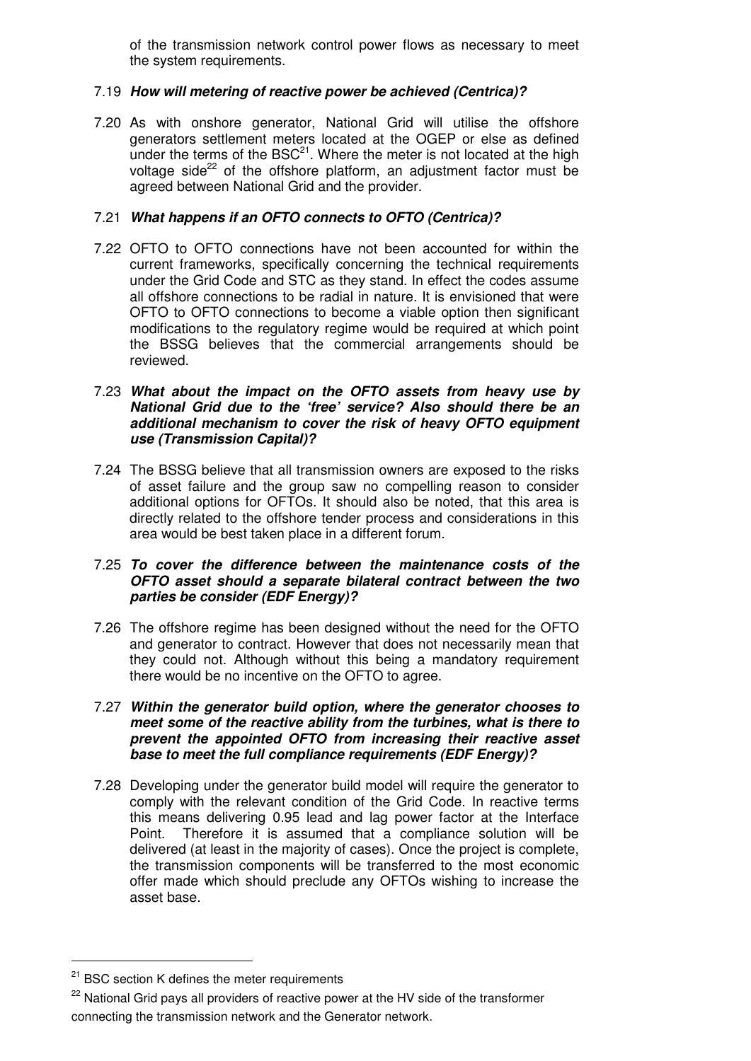of the transmission network control power flows as necessary to meet the system requirements.

7.19 ***How will metering of reactive power be achieved (Centrica)?***

7.20 As with onshore generator, National Grid will utilise the offshore generators settlement meters located at the OGEP or else as defined under the terms of the BSC[21]. Where the meter is not located at the high voltage side[22] of the offshore platform, an adjustment factor must be agreed between National Grid and the provider.

7.21 ***What happens if an OFTO connects to OFTO (Centrica)?***

7.22 OFTO to OFTO connections have not been accounted for within the current frameworks, specifically concerning the technical requirements under the Grid Code and STC as they stand. In effect the codes assume all offshore connections to be radial in nature. It is envisioned that were OFTO to OFTO connections to become a viable option then significant modifications to the regulatory regime would be required at which point the BSSG believes that the commercial arrangements should be reviewed.

7.23 ***What about the impact on the OFTO assets from heavy use by National Grid due to the 'free' service? Also should there be an additional mechanism to cover the risk of heavy OFTO equipment use (Transmission Capital)?***

7.24 The BSSG believe that all transmission owners are exposed to the risks of asset failure and the group saw no compelling reason to consider additional options for OFTOs. It should also be noted, that this area is directly related to the offshore tender process and considerations in this area would be best taken place in a different forum.

7.25 ***To cover the difference between the maintenance costs of the OFTO asset should a separate bilateral contract between the two parties be consider (EDF Energy)?***

7.26 The offshore regime has been designed without the need for the OFTO and generator to contract. However that does not necessarily mean that they could not. Although without this being a mandatory requirement there would be no incentive on the OFTO to agree.

7.27 ***Within the generator build option, where the generator chooses to meet some of the reactive ability from the turbines, what is there to prevent the appointed OFTO from increasing their reactive asset base to meet the full compliance requirements (EDF Energy)?***

7.28 Developing under the generator build model will require the generator to comply with the relevant condition of the Grid Code. In reactive terms this means delivering 0.95 lead and lag power factor at the Interface Point. Therefore it is assumed that a compliance solution will be delivered (at least in the majority of cases). Once the project is complete, the transmission components will be transferred to the most economic offer made which should preclude any OFTOs wishing to increase the asset base.

---

[21] BSC section K defines the meter requirements

[22] National Grid pays all providers of reactive power at the HV side of the transformer connecting the transmission network and the Generator network.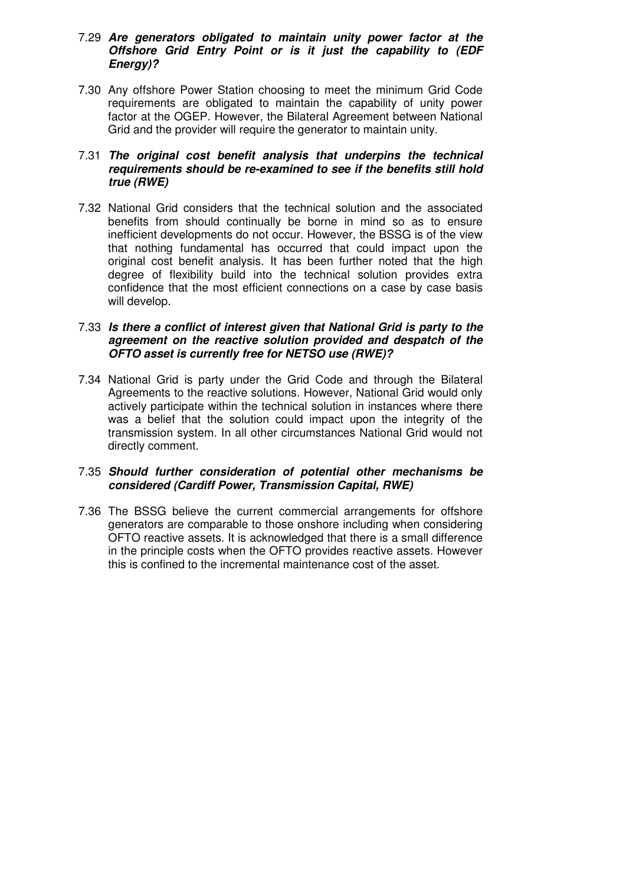7.29 ***Are generators obligated to maintain unity power factor at the Offshore Grid Entry Point or is it just the capability to (EDF Energy)?***

7.30 Any offshore Power Station choosing to meet the minimum Grid Code requirements are obligated to maintain the capability of unity power factor at the OGEP. However, the Bilateral Agreement between National Grid and the provider will require the generator to maintain unity.

7.31 ***The original cost benefit analysis that underpins the technical requirements should be re-examined to see if the benefits still hold true (RWE)***

7.32 National Grid considers that the technical solution and the associated benefits from should continually be borne in mind so as to ensure inefficient developments do not occur. However, the BSSG is of the view that nothing fundamental has occurred that could impact upon the original cost benefit analysis. It has been further noted that the high degree of flexibility build into the technical solution provides extra confidence that the most efficient connections on a case by case basis will develop.

7.33 ***Is there a conflict of interest given that National Grid is party to the agreement on the reactive solution provided and despatch of the OFTO asset is currently free for NETSO use (RWE)?***

7.34 National Grid is party under the Grid Code and through the Bilateral Agreements to the reactive solutions. However, National Grid would only actively participate within the technical solution in instances where there was a belief that the solution could impact upon the integrity of the transmission system. In all other circumstances National Grid would not directly comment.

7.35 ***Should further consideration of potential other mechanisms be considered (Cardiff Power, Transmission Capital, RWE)***

7.36 The BSSG believe the current commercial arrangements for offshore generators are comparable to those onshore including when considering OFTO reactive assets. It is acknowledged that there is a small difference in the principle costs when the OFTO provides reactive assets. However this is confined to the incremental maintenance cost of the asset.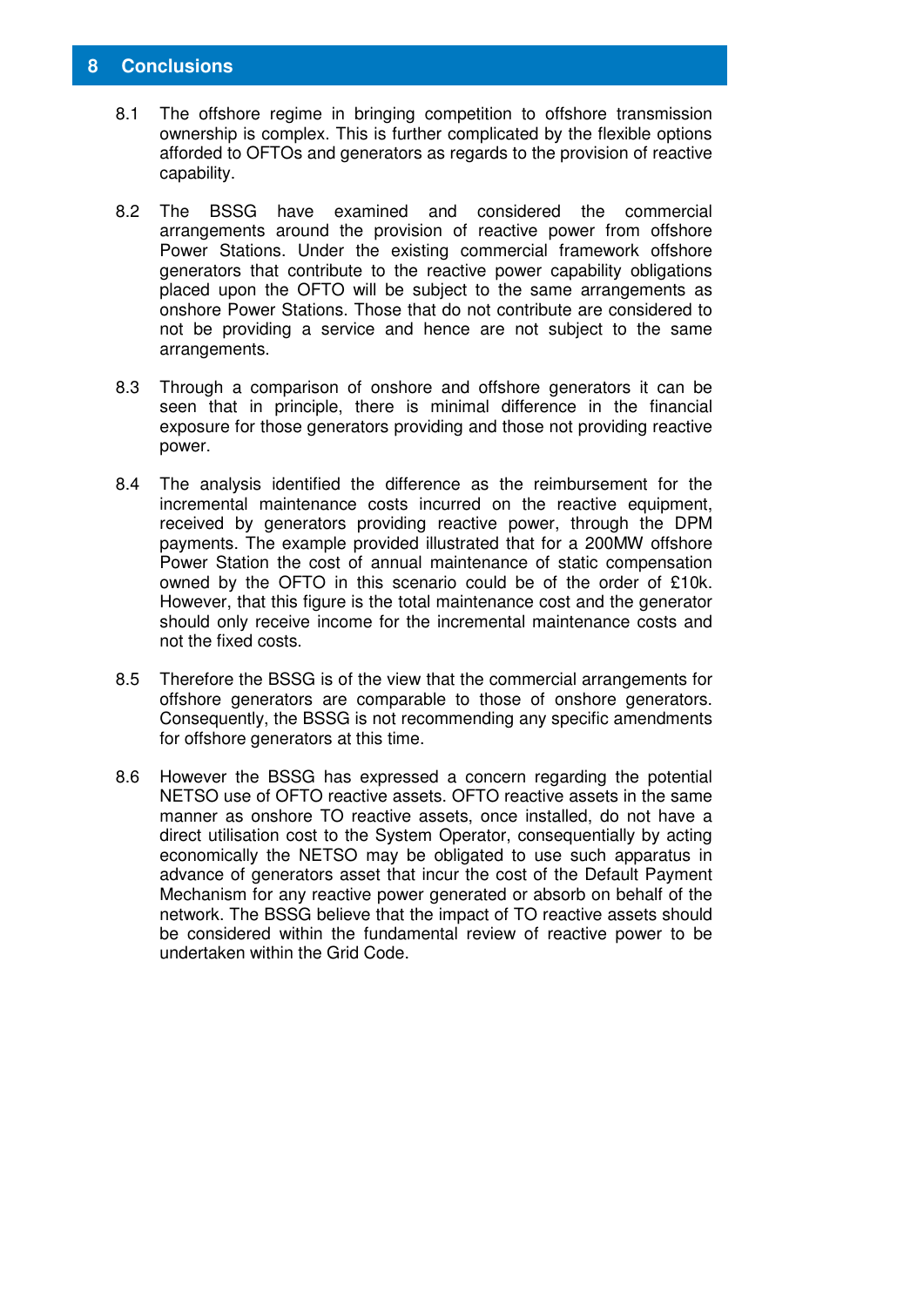# 8 Conclusions

8.1 The offshore regime in bringing competition to offshore transmission ownership is complex. This is further complicated by the flexible options afforded to OFTOs and generators as regards to the provision of reactive capability.

8.2 The BSSG have examined and considered the commercial arrangements around the provision of reactive power from offshore Power Stations. Under the existing commercial framework offshore generators that contribute to the reactive power capability obligations placed upon the OFTO will be subject to the same arrangements as onshore Power Stations. Those that do not contribute are considered to not be providing a service and hence are not subject to the same arrangements.

8.3 Through a comparison of onshore and offshore generators it can be seen that in principle, there is minimal difference in the financial exposure for those generators providing and those not providing reactive power.

8.4 The analysis identified the difference as the reimbursement for the incremental maintenance costs incurred on the reactive equipment, received by generators providing reactive power, through the DPM payments. The example provided illustrated that for a 200MW offshore Power Station the cost of annual maintenance of static compensation owned by the OFTO in this scenario could be of the order of £10k. However, that this figure is the total maintenance cost and the generator should only receive income for the incremental maintenance costs and not the fixed costs.

8.5 Therefore the BSSG is of the view that the commercial arrangements for offshore generators are comparable to those of onshore generators. Consequently, the BSSG is not recommending any specific amendments for offshore generators at this time.

8.6 However the BSSG has expressed a concern regarding the potential NETSO use of OFTO reactive assets. OFTO reactive assets in the same manner as onshore TO reactive assets, once installed, do not have a direct utilisation cost to the System Operator, consequentially by acting economically the NETSO may be obligated to use such apparatus in advance of generators asset that incur the cost of the Default Payment Mechanism for any reactive power generated or absorb on behalf of the network. The BSSG believe that the impact of TO reactive assets should be considered within the fundamental review of reactive power to be undertaken within the Grid Code.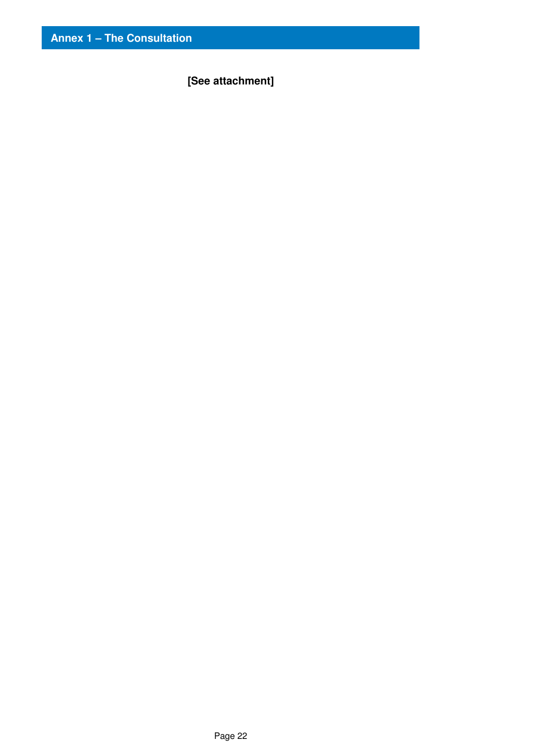## Annex 1 – The Consultation

**[See attachment]**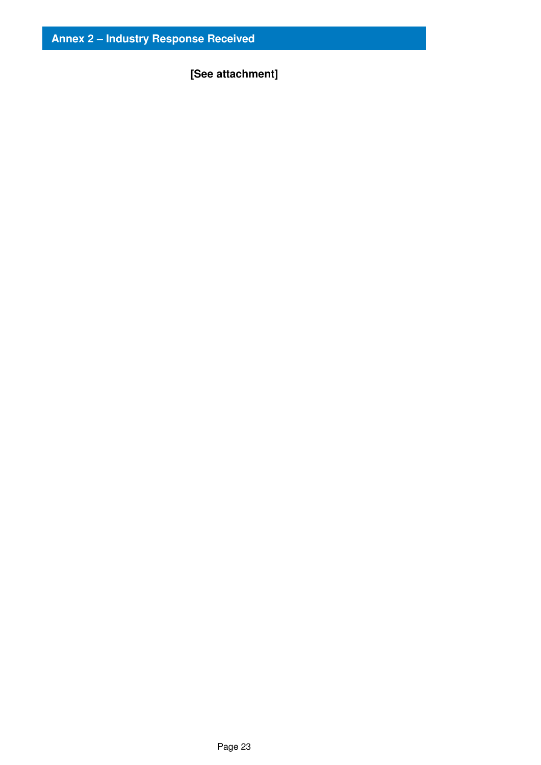## Annex 2 – Industry Response Received

**[See attachment]**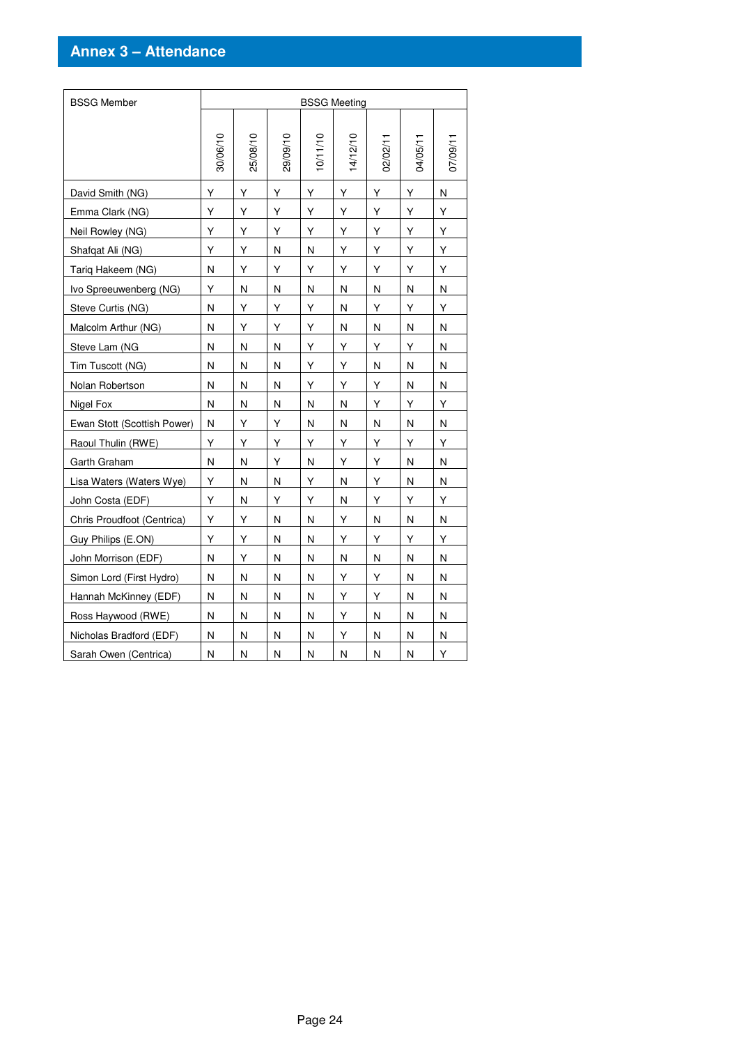## Annex 3 – Attendance

| BSSG Member | BSSG Meeting | | | | | | | |
|---|---|---|---|---|---|---|---|---|
| | 30/06/10 | 25/08/10 | 29/09/10 | 10/11/10 | 14/12/10 | 02/02/11 | 04/05/11 | 07/09/11 |
| David Smith (NG) | Y | Y | Y | Y | Y | Y | Y | N |
| Emma Clark (NG) | Y | Y | Y | Y | Y | Y | Y | Y |
| Neil Rowley (NG) | Y | Y | Y | Y | Y | Y | Y | Y |
| Shafqat Ali (NG) | Y | Y | N | N | Y | Y | Y | Y |
| Tariq Hakeem (NG) | N | Y | Y | Y | Y | Y | Y | Y |
| Ivo Spreeuwenberg (NG) | Y | N | N | N | N | N | N | N |
| Steve Curtis (NG) | N | Y | Y | Y | N | Y | Y | Y |
| Malcolm Arthur (NG) | N | Y | Y | Y | N | N | N | N |
| Steve Lam (NG | N | N | N | Y | Y | Y | Y | N |
| Tim Tuscott (NG) | N | N | N | Y | Y | N | N | N |
| Nolan Robertson | N | N | N | Y | Y | Y | N | N |
| Nigel Fox | N | N | N | N | N | Y | Y | Y |
| Ewan Stott (Scottish Power) | N | Y | Y | N | N | N | N | N |
| Raoul Thulin (RWE) | Y | Y | Y | Y | Y | Y | Y | Y |
| Garth Graham | N | N | Y | N | Y | Y | N | N |
| Lisa Waters (Waters Wye) | Y | N | N | Y | N | Y | N | N |
| John Costa (EDF) | Y | N | Y | Y | N | Y | Y | Y |
| Chris Proudfoot (Centrica) | Y | Y | N | N | Y | N | N | N |
| Guy Philips (E.ON) | Y | Y | N | N | Y | Y | Y | Y |
| John Morrison (EDF) | N | Y | N | N | N | N | N | N |
| Simon Lord (First Hydro) | N | N | N | N | Y | Y | N | N |
| Hannah McKinney (EDF) | N | N | N | N | Y | Y | N | N |
| Ross Haywood (RWE) | N | N | N | N | Y | N | N | N |
| Nicholas Bradford (EDF) | N | N | N | N | Y | N | N | N |
| Sarah Owen (Centrica) | N | N | N | N | N | N | N | Y |